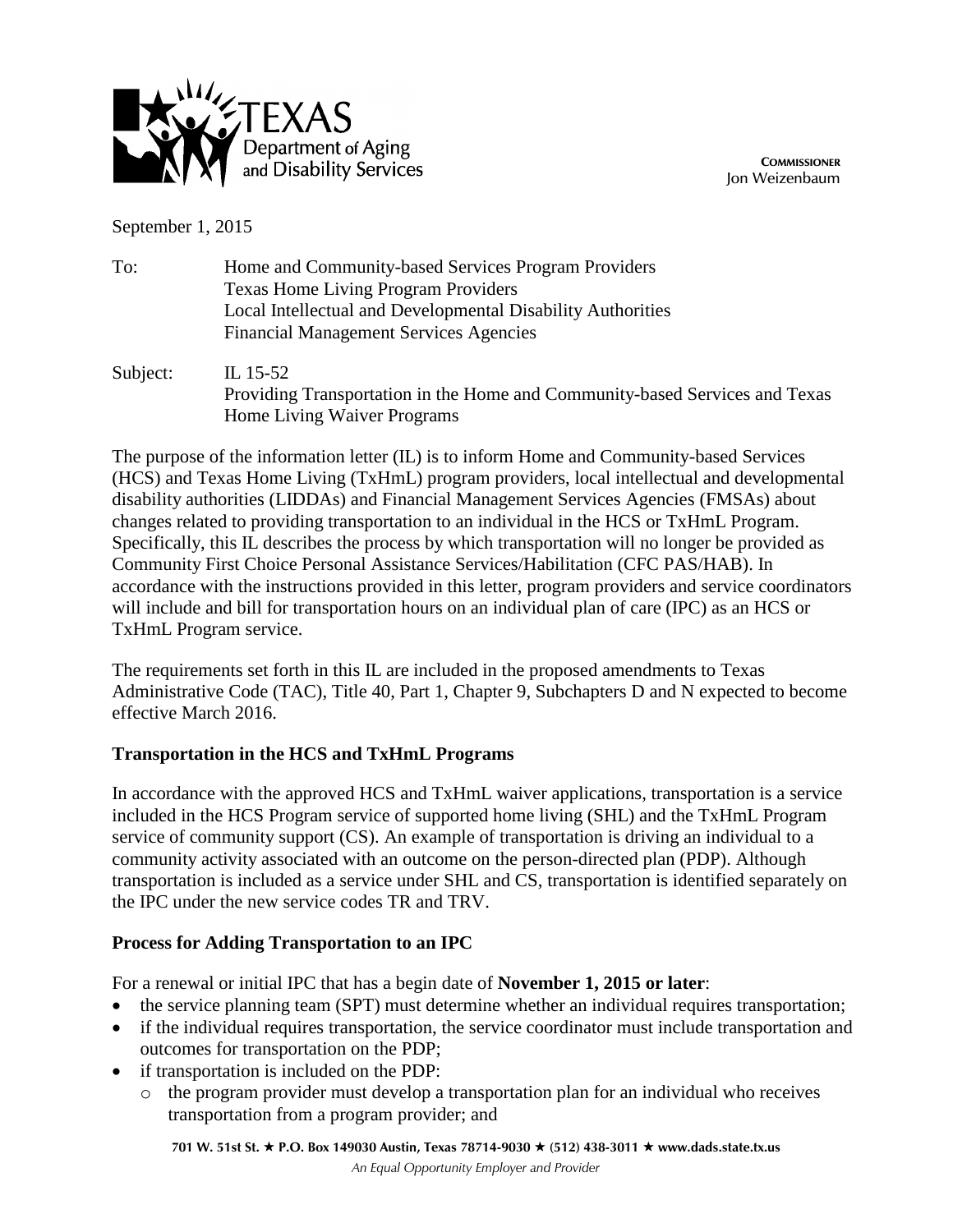TEXAS
Department of Aging and Disability Services

**COMMISSIONER**
Jon Weizenbaum

September 1, 2015

To: Home and Community-based Services Program Providers
Texas Home Living Program Providers
Local Intellectual and Developmental Disability Authorities
Financial Management Services Agencies

Subject: IL 15-52
Providing Transportation in the Home and Community-based Services and Texas Home Living Waiver Programs

The purpose of the information letter (IL) is to inform Home and Community-based Services (HCS) and Texas Home Living (TxHmL) program providers, local intellectual and developmental disability authorities (LIDDAs) and Financial Management Services Agencies (FMSAs) about changes related to providing transportation to an individual in the HCS or TxHmL Program. Specifically, this IL describes the process by which transportation will no longer be provided as Community First Choice Personal Assistance Services/Habilitation (CFC PAS/HAB). In accordance with the instructions provided in this letter, program providers and service coordinators will include and bill for transportation hours on an individual plan of care (IPC) as an HCS or TxHmL Program service.

The requirements set forth in this IL are included in the proposed amendments to Texas Administrative Code (TAC), Title 40, Part 1, Chapter 9, Subchapters D and N expected to become effective March 2016.

**Transportation in the HCS and TxHmL Programs**

In accordance with the approved HCS and TxHmL waiver applications, transportation is a service included in the HCS Program service of supported home living (SHL) and the TxHmL Program service of community support (CS). An example of transportation is driving an individual to a community activity associated with an outcome on the person-directed plan (PDP). Although transportation is included as a service under SHL and CS, transportation is identified separately on the IPC under the new service codes TR and TRV.

**Process for Adding Transportation to an IPC**

For a renewal or initial IPC that has a begin date of **November 1, 2015 or later**:

- the service planning team (SPT) must determine whether an individual requires transportation;
- if the individual requires transportation, the service coordinator must include transportation and outcomes for transportation on the PDP;
- if transportation is included on the PDP:
  - the program provider must develop a transportation plan for an individual who receives transportation from a program provider; and

701 W. 51st St. ★ P.O. Box 149030 Austin, Texas 78714-9030 ★ (512) 438-3011 ★ www.dads.state.tx.us
*An Equal Opportunity Employer and Provider*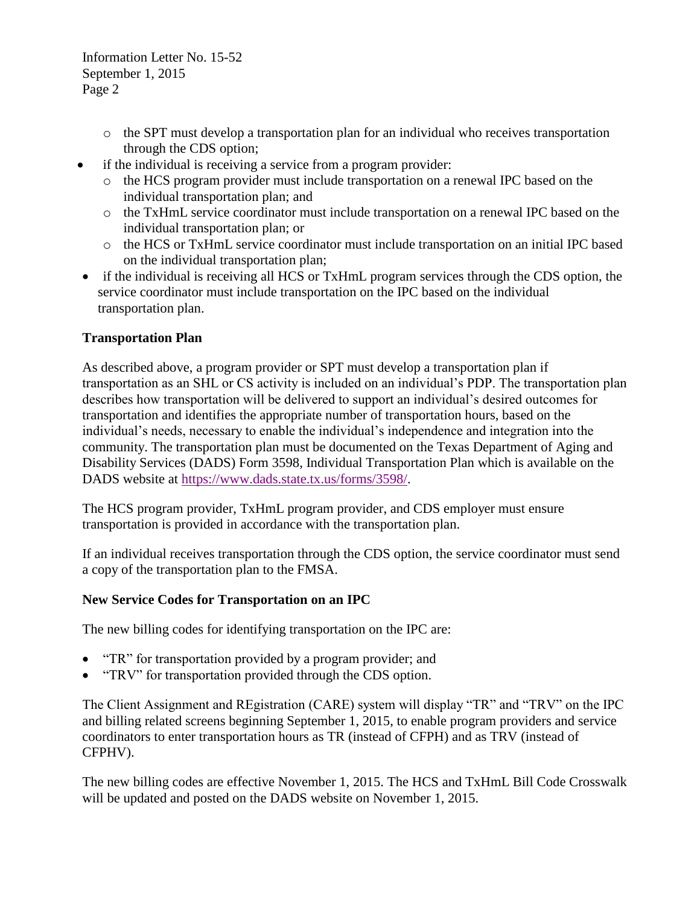- the SPT must develop a transportation plan for an individual who receives transportation through the CDS option;
- if the individual is receiving a service from a program provider:
    - the HCS program provider must include transportation on a renewal IPC based on the individual transportation plan; and
    - the TxHmL service coordinator must include transportation on a renewal IPC based on the individual transportation plan; or
    - the HCS or TxHmL service coordinator must include transportation on an initial IPC based on the individual transportation plan;
- if the individual is receiving all HCS or TxHmL program services through the CDS option, the service coordinator must include transportation on the IPC based on the individual transportation plan.

**Transportation Plan**

As described above, a program provider or SPT must develop a transportation plan if transportation as an SHL or CS activity is included on an individual's PDP. The transportation plan describes how transportation will be delivered to support an individual's desired outcomes for transportation and identifies the appropriate number of transportation hours, based on the individual's needs, necessary to enable the individual's independence and integration into the community. The transportation plan must be documented on the Texas Department of Aging and Disability Services (DADS) Form 3598, Individual Transportation Plan which is available on the DADS website at https://www.dads.state.tx.us/forms/3598/.

The HCS program provider, TxHmL program provider, and CDS employer must ensure transportation is provided in accordance with the transportation plan.

If an individual receives transportation through the CDS option, the service coordinator must send a copy of the transportation plan to the FMSA.

**New Service Codes for Transportation on an IPC**

The new billing codes for identifying transportation on the IPC are:

- "TR" for transportation provided by a program provider; and
- "TRV" for transportation provided through the CDS option.

The Client Assignment and REgistration (CARE) system will display "TR" and "TRV" on the IPC and billing related screens beginning September 1, 2015, to enable program providers and service coordinators to enter transportation hours as TR (instead of CFPH) and as TRV (instead of CFPHV).

The new billing codes are effective November 1, 2015. The HCS and TxHmL Bill Code Crosswalk will be updated and posted on the DADS website on November 1, 2015.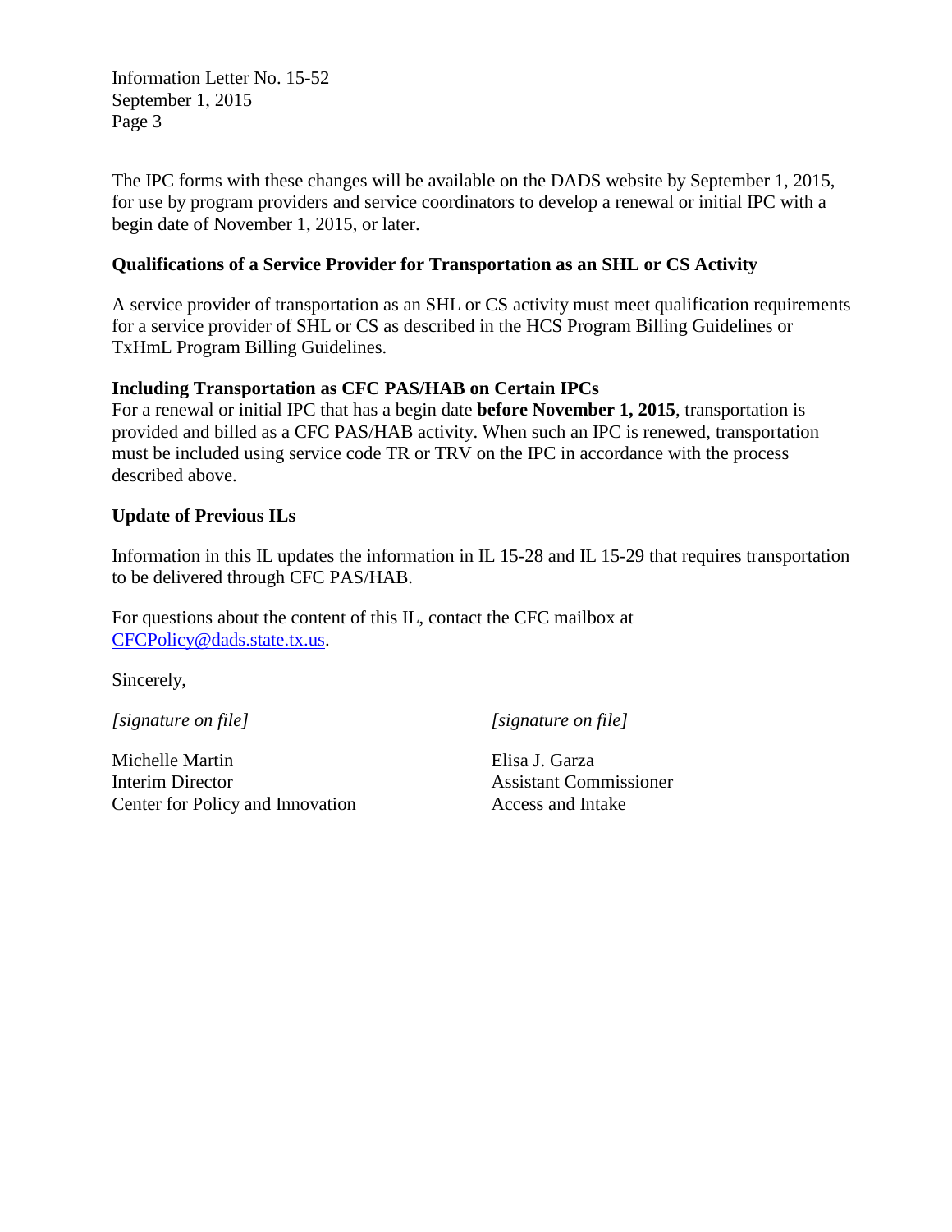The IPC forms with these changes will be available on the DADS website by September 1, 2015, for use by program providers and service coordinators to develop a renewal or initial IPC with a begin date of November 1, 2015, or later.

**Qualifications of a Service Provider for Transportation as an SHL or CS Activity**

A service provider of transportation as an SHL or CS activity must meet qualification requirements for a service provider of SHL or CS as described in the HCS Program Billing Guidelines or TxHmL Program Billing Guidelines.

**Including Transportation as CFC PAS/HAB on Certain IPCs**

For a renewal or initial IPC that has a begin date **before November 1, 2015**, transportation is provided and billed as a CFC PAS/HAB activity. When such an IPC is renewed, transportation must be included using service code TR or TRV on the IPC in accordance with the process described above.

**Update of Previous ILs**

Information in this IL updates the information in IL 15-28 and IL 15-29 that requires transportation to be delivered through CFC PAS/HAB.

For questions about the content of this IL, contact the CFC mailbox at CFCPolicy@dads.state.tx.us.

Sincerely,

*[signature on file]*

Michelle Martin
Interim Director
Center for Policy and Innovation

*[signature on file]*

Elisa J. Garza
Assistant Commissioner
Access and Intake